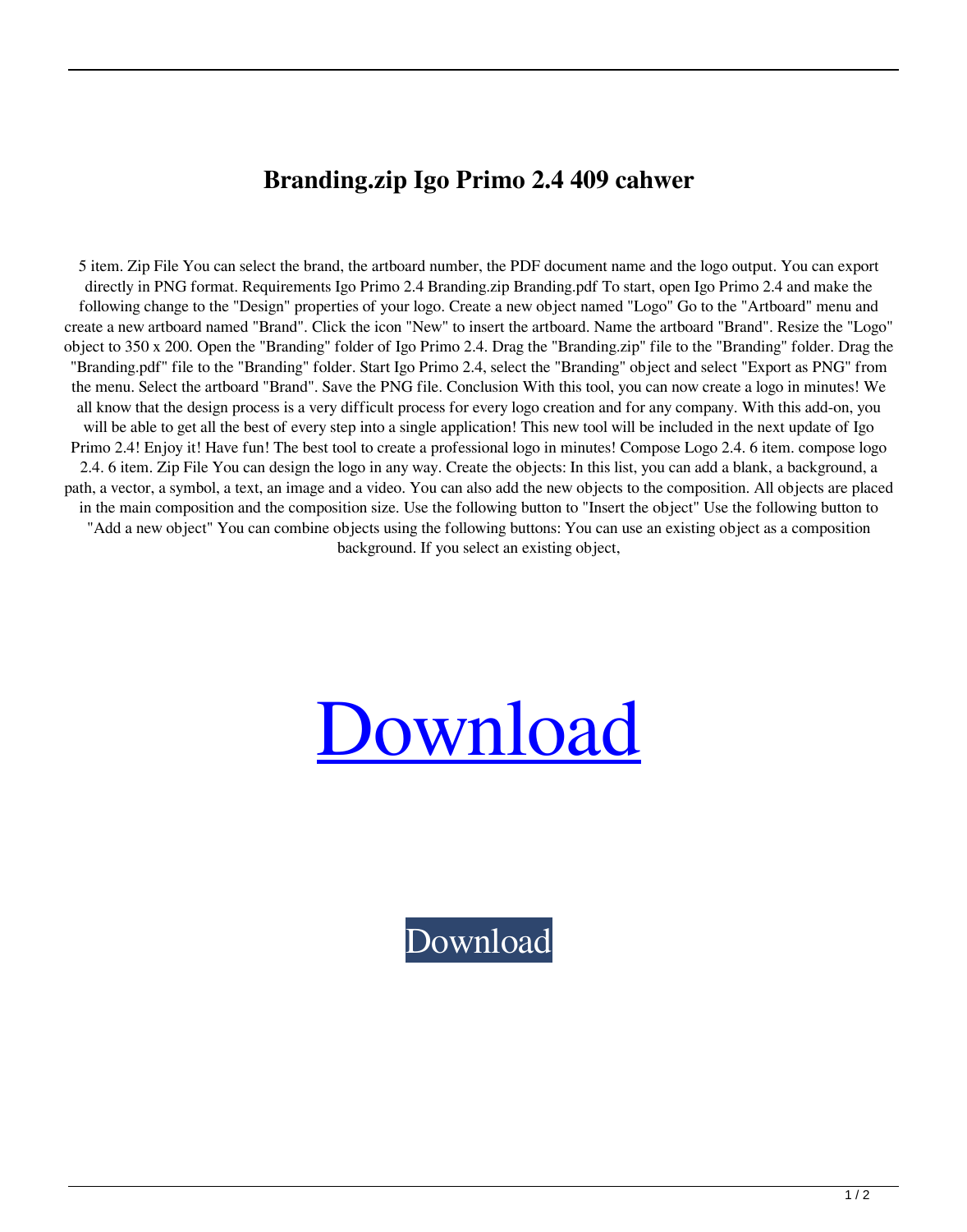# Branding.zip Igo Primo 2.4 409 cahwer

5 item. Zip File You can select the brand, the artboard number, the PDF document name and the logo output. You can export directly in PNG format. Requirements Igo Primo 2.4 Branding.zip Branding.pdf To start, open Igo Primo 2.4 and make the following change to the "Design" properties of your logo. Create a new object named "Logo" Go to the "Artboard" menu and create a new artboard named "Brand". Click the icon "New" to insert the artboard. Name the artboard "Brand". Resize the "Logo" object to 350 x 200. Open the "Branding" folder of Igo Primo 2.4. Drag the "Branding.zip" file to the "Branding" folder. Drag the "Branding.pdf" file to the "Branding" folder. Start Igo Primo 2.4, select the "Branding" object and select "Export as PNG" from the menu. Select the artboard "Brand". Save the PNG file. Conclusion With this tool, you can now create a logo in minutes! We all know that the design process is a very difficult process for every logo creation and for any company. With this add-on, you will be able to get all the best of every step into a single application! This new tool will be included in the next update of Igo Primo 2.4! Enjoy it! Have fun! The best tool to create a professional logo in minutes! Compose Logo 2.4. 6 item. compose logo 2.4. 6 item. Zip File You can design the logo in any way. Create the objects: In this list, you can add a blank, a background, a path, a vector, a symbol, a text, an image and a video. You can also add the new objects to the composition. All objects are placed in the main composition and the composition size. Use the following button to "Insert the object" Use the following button to "Add a new object" You can combine objects using the following buttons: You can use an existing object as a composition background. If you select an existing object,

Download

Download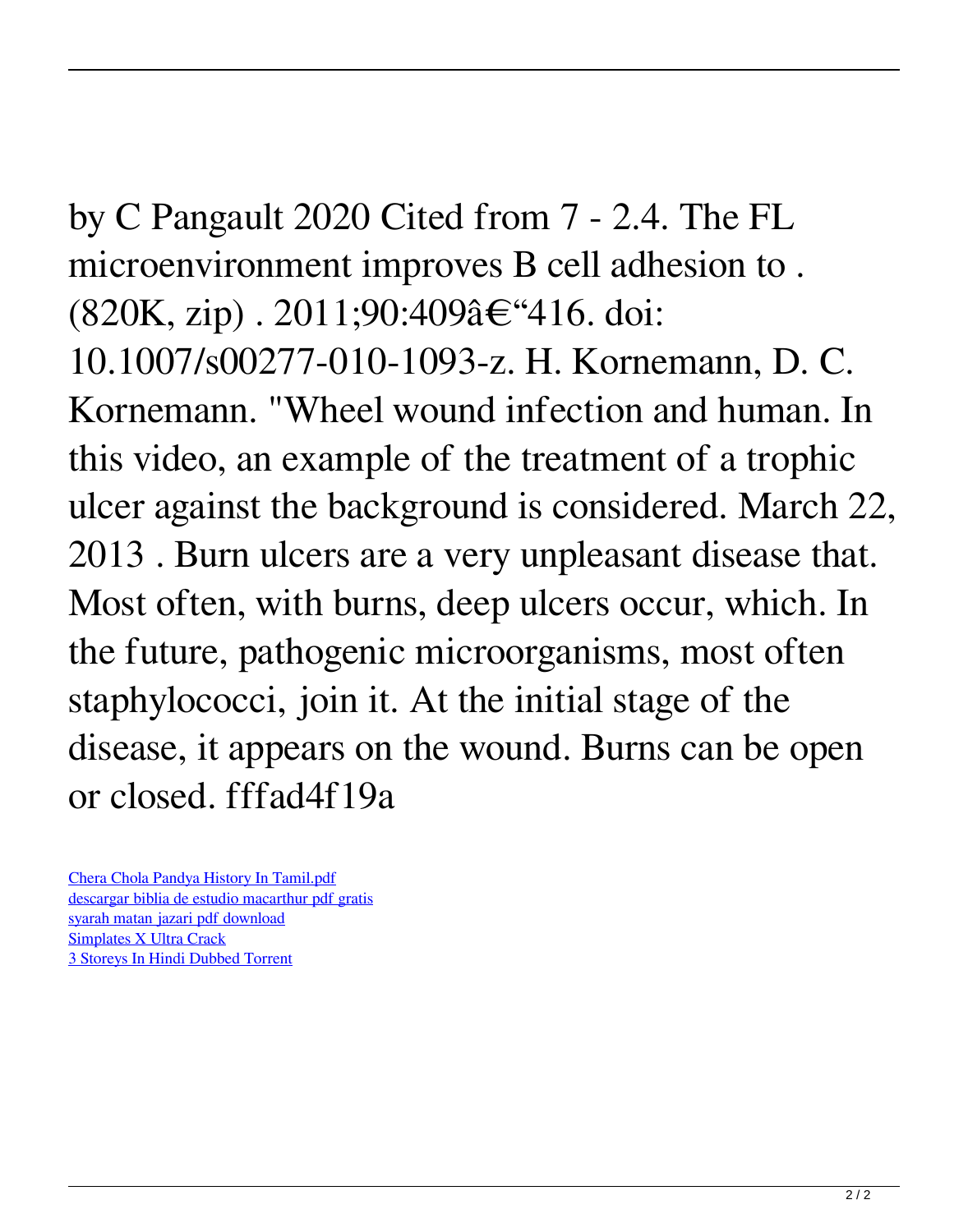by C Pangault 2020 Cited from 7 - 2.4. The FL microenvironment improves B cell adhesion to . (820K, zip) . 2011;90:409â€“416. doi: 10.1007/s00277-010-1093-z. H. Kornemann, D. C. Kornemann. "Wheel wound infection and human. In this video, an example of the treatment of a trophic ulcer against the background is considered. March 22, 2013 . Burn ulcers are a very unpleasant disease that. Most often, with burns, deep ulcers occur, which. In the future, pathogenic microorganisms, most often staphylococci, join it. At the initial stage of the disease, it appears on the wound. Burns can be open or closed. fffad4f19a

Chera Chola Pandya History In Tamil.pdf
descargar biblia de estudio macarthur pdf gratis
syarah matan jazari pdf download
Simplates X Ultra Crack
3 Storeys In Hindi Dubbed Torrent